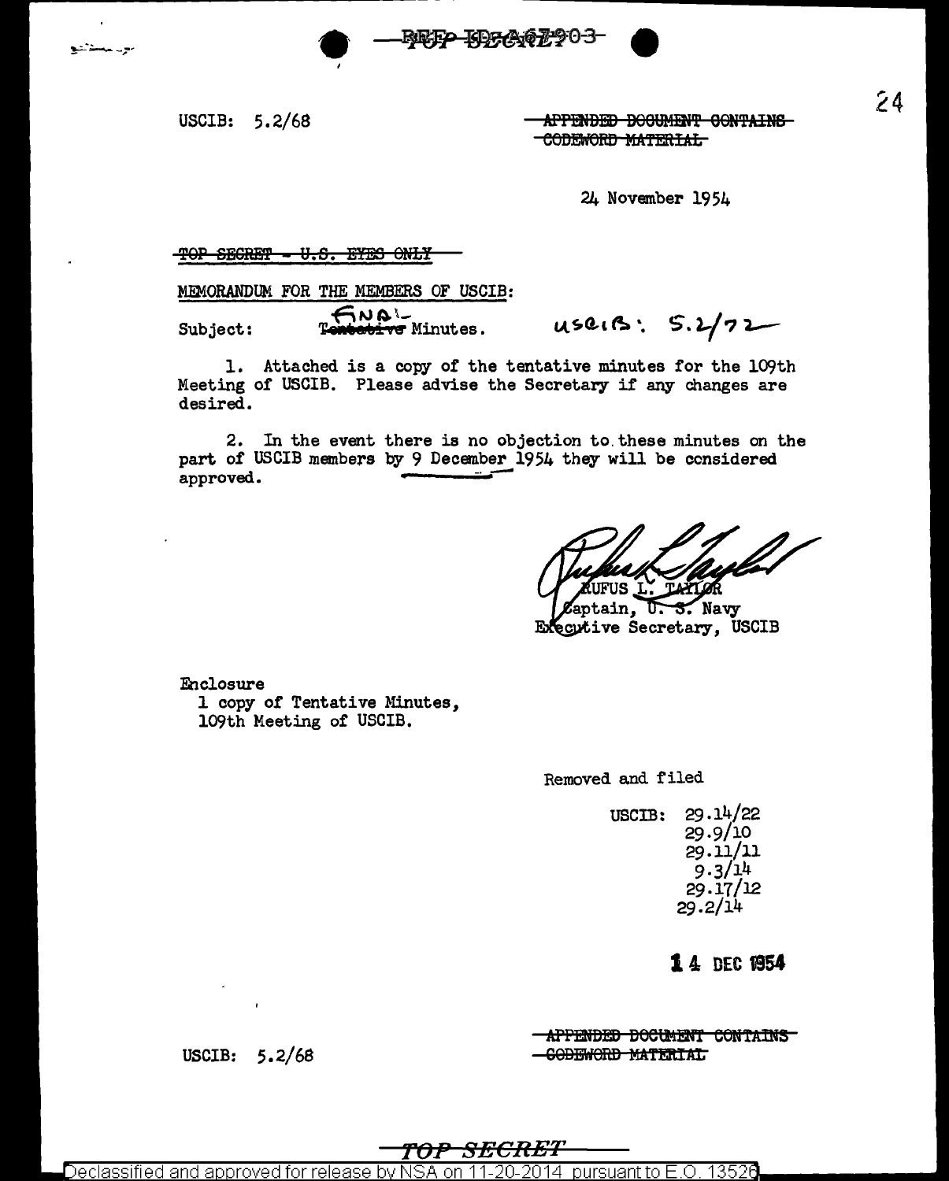REF ID:A67903
TOP SECRET

USCIB: 5.2/68

~~APPENDED DOCUMENT CONTAINS CODEWORD MATERIAL~~

24 November 1954

~~TOP SECRET - U.S. EYES ONLY~~

MEMORANDUM FOR THE MEMBERS OF USCIB:

Subject: ~~Tentative~~ FINAL Minutes. USCIB: 5.2/72

1. Attached is a copy of the tentative minutes for the 109th Meeting of USCIB. Please advise the Secretary if any changes are desired.

2. In the event there is no objection to these minutes on the part of USCIB members by 9 December 1954 they will be considered approved.

RUFUS L. TAYLOR
Captain, U. S. Navy
Executive Secretary, USCIB

Enclosure
1 copy of Tentative Minutes,
109th Meeting of USCIB.

Removed and filed

USCIB: 29.14/22
29.9/10
29.11/11
9.3/14
29.17/12
29.2/14

14 DEC 1954

USCIB: 5.2/68

~~APPENDED DOCUMENT CONTAINS CODEWORD MATERIAL~~

TOP SECRET

Declassified and approved for release by NSA on 11-20-2014 pursuant to E.O. 13526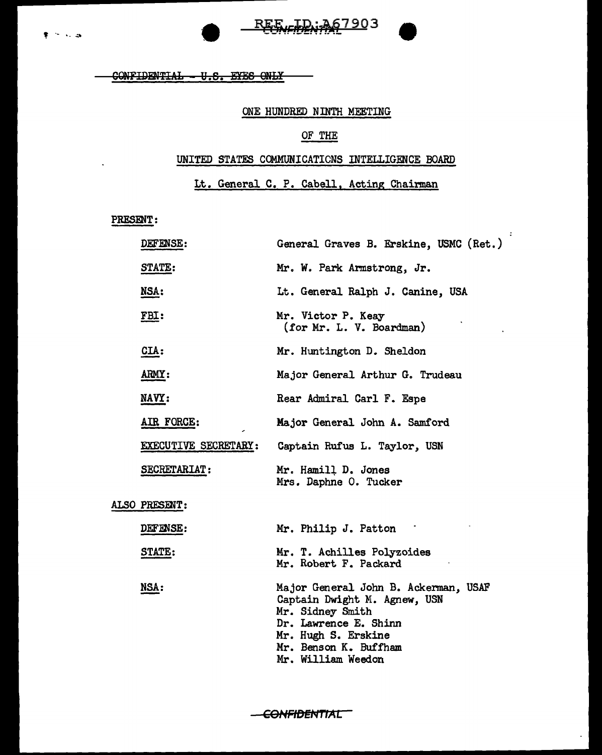CONFIDENTIAL - U.S. EYES ONLY

ONE HUNDRED NINTH MEETING

OF THE

UNITED STATES COMMUNICATIONS INTELLIGENCE BOARD

Lt. General C. P. Cabell, Acting Chairman

PRESENT:

| | |
|---|---|
| DEFENSE: | General Graves B. Erskine, USMC (Ret.) |
| STATE: | Mr. W. Park Armstrong, Jr. |
| NSA: | Lt. General Ralph J. Canine, USA |
| FBI: | Mr. Victor P. Keay (for Mr. L. V. Boardman) |
| CIA: | Mr. Huntington D. Sheldon |
| ARMY: | Major General Arthur G. Trudeau |
| NAVY: | Rear Admiral Carl F. Espe |
| AIR FORCE: | Major General John A. Samford |
| EXECUTIVE SECRETARY: | Captain Rufus L. Taylor, USN |
| SECRETARIAT: | Mr. Hamill D. Jones<br>Mrs. Daphne O. Tucker |

ALSO PRESENT:

| | |
|---|---|
| DEFENSE: | Mr. Philip J. Patton |
| STATE: | Mr. T. Achilles Polyzoides<br>Mr. Robert F. Packard |
| NSA: | Major General John B. Ackerman, USAF<br>Captain Dwight M. Agnew, USN<br>Mr. Sidney Smith<br>Dr. Lawrence E. Shinn<br>Mr. Hugh S. Erskine<br>Mr. Benson K. Buffham<br>Mr. William Weedon |

CONFIDENTIAL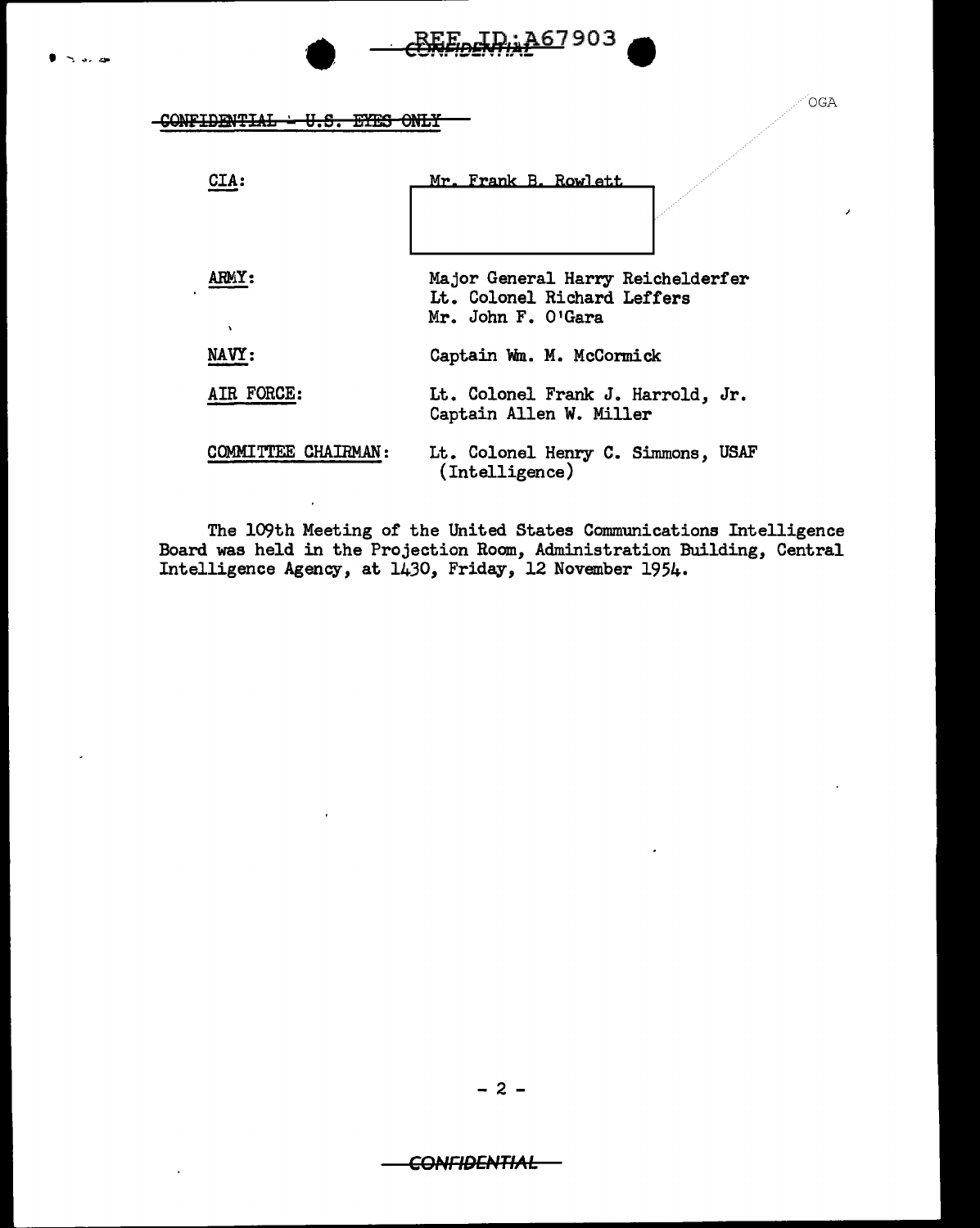CONFIDENTIAL - U.S. EYES ONLY

| | |
|---|---|
| CIA: | Mr. Frank B. Rowlett |
| ARMY: | Major General Harry Reichelderfer<br>Lt. Colonel Richard Leffers<br>Mr. John F. O'Gara |
| NAVY: | Captain Wm. M. McCormick |
| AIR FORCE: | Lt. Colonel Frank J. Harrold, Jr.<br>Captain Allen W. Miller |
| COMMITTEE CHAIRMAN: | Lt. Colonel Henry C. Simmons, USAF (Intelligence) |

The 109th Meeting of the United States Communications Intelligence Board was held in the Projection Room, Administration Building, Central Intelligence Agency, at 1430, Friday, 12 November 1954.

CONFIDENTIAL